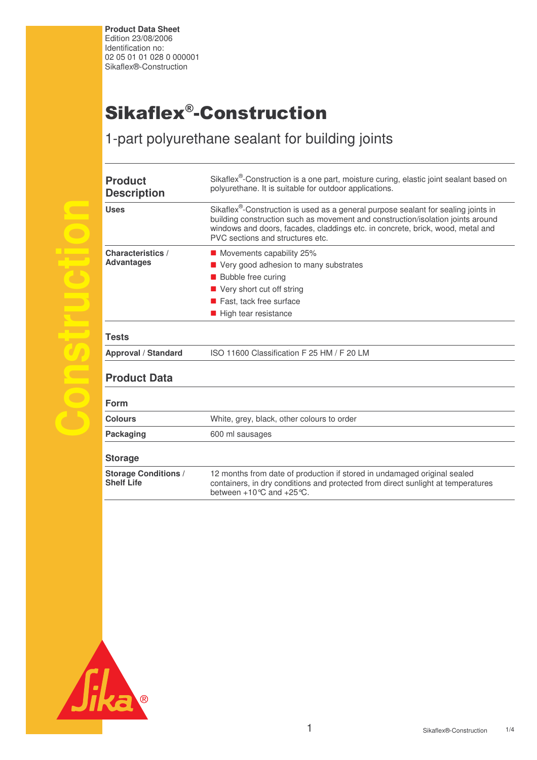**Product Data Sheet**
Edition 23/08/2006
Identification no:
02 05 01 01 028 0 000001
Sikaflex®-Construction

# Sikaflex®-Construction

## 1-part polyurethane sealant for building joints

| | |
|---|---|
| **Product Description** | Sikaflex®-Construction is a one part, moisture curing, elastic joint sealant based on polyurethane. It is suitable for outdoor applications. |
| **Uses** | Sikaflex®-Construction is used as a general purpose sealant for sealing joints in building construction such as movement and construction/isolation joints around windows and doors, facades, claddings etc. in concrete, brick, wood, metal and PVC sections and structures etc. |
| **Characteristics / Advantages** | ■ Movements capability 25%<br>■ Very good adhesion to many substrates<br>■ Bubble free curing<br>■ Very short cut off string<br>■ Fast, tack free surface<br>■ High tear resistance |

### Tests

| | |
|---|---|
| **Approval / Standard** | ISO 11600 Classification F 25 HM / F 20 LM |

## Product Data

### Form

| | |
|---|---|
| **Colours** | White, grey, black, other colours to order |
| **Packaging** | 600 ml sausages |

### Storage

| | |
|---|---|
| **Storage Conditions / Shelf Life** | 12 months from date of production if stored in undamaged original sealed containers, in dry conditions and protected from direct sunlight at temperatures between +10°C and +25°C. |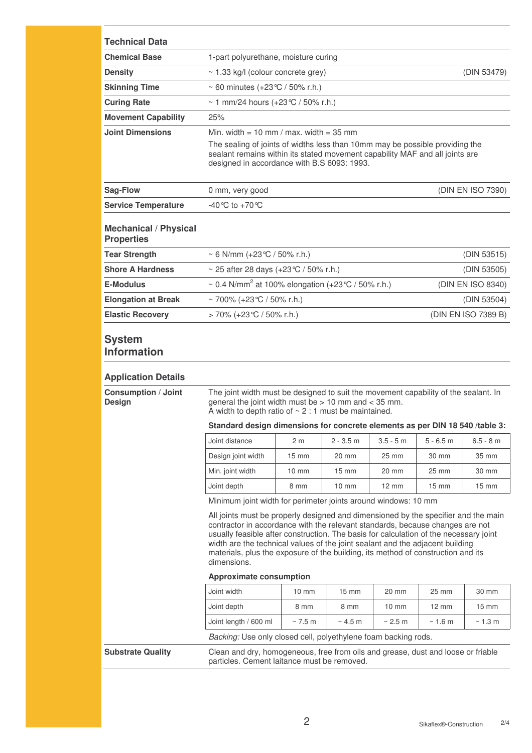## Technical Data

| | | |
|---|---|---|
| **Chemical Base** | 1-part polyurethane, moisture curing | |
| **Density** | ~ 1.33 kg/l (colour concrete grey) | (DIN 53479) |
| **Skinning Time** | ~ 60 minutes (+23°C / 50% r.h.) | |
| **Curing Rate** | ~ 1 mm/24 hours (+23°C / 50% r.h.) | |
| **Movement Capability** | 25% | |
| **Joint Dimensions** | Min. width = 10 mm / max. width = 35 mm<br>The sealing of joints of widths less than 10mm may be possible providing the sealant remains within its stated movement capability MAF and all joints are designed in accordance with B.S 6093: 1993. | |
| **Sag-Flow** | 0 mm, very good | (DIN EN ISO 7390) |
| **Service Temperature** | -40°C to +70°C | |

## Mechanical / Physical Properties

| | | |
|---|---|---|
| **Tear Strength** | ~ 6 N/mm (+23°C / 50% r.h.) | (DIN 53515) |
| **Shore A Hardness** | ~ 25 after 28 days (+23°C / 50% r.h.) | (DIN 53505) |
| **E-Modulus** | ~ 0.4 N/mm$^2$ at 100% elongation (+23°C / 50% r.h.) | (DIN EN ISO 8340) |
| **Elongation at Break** | ~ 700% (+23°C / 50% r.h.) | (DIN 53504) |
| **Elastic Recovery** | > 70% (+23°C / 50% r.h.) | (DIN EN ISO 7389 B) |

# System Information

## Application Details

**Consumption / Joint Design**

The joint width must be designed to suit the movement capability of the sealant. In general the joint width must be > 10 mm and < 35 mm.
A width to depth ratio of ~ 2 : 1 must be maintained.

**Standard design dimensions for concrete elements as per DIN 18 540 /table 3:**

| Joint distance | 2 m | 2 - 3.5 m | 3.5 - 5 m | 5 - 6.5 m | 6.5 - 8 m |
|---|---|---|---|---|---|
| Design joint width | 15 mm | 20 mm | 25 mm | 30 mm | 35 mm |
| Min. joint width | 10 mm | 15 mm | 20 mm | 25 mm | 30 mm |
| Joint depth | 8 mm | 10 mm | 12 mm | 15 mm | 15 mm |

Minimum joint width for perimeter joints around windows: 10 mm

All joints must be properly designed and dimensioned by the specifier and the main contractor in accordance with the relevant standards, because changes are not usually feasible after construction. The basis for calculation of the necessary joint width are the technical values of the joint sealant and the adjacent building materials, plus the exposure of the building, its method of construction and its dimensions.

**Approximate consumption**

| Joint width | 10 mm | 15 mm | 20 mm | 25 mm | 30 mm |
|---|---|---|---|---|---|
| Joint depth | 8 mm | 8 mm | 10 mm | 12 mm | 15 mm |
| Joint length / 600 ml | ~ 7.5 m | ~ 4.5 m | ~ 2.5 m | ~ 1.6 m | ~ 1.3 m |

*Backing:* Use only closed cell, polyethylene foam backing rods.

**Substrate Quality**

Clean and dry, homogeneous, free from oils and grease, dust and loose or friable particles. Cement laitance must be removed.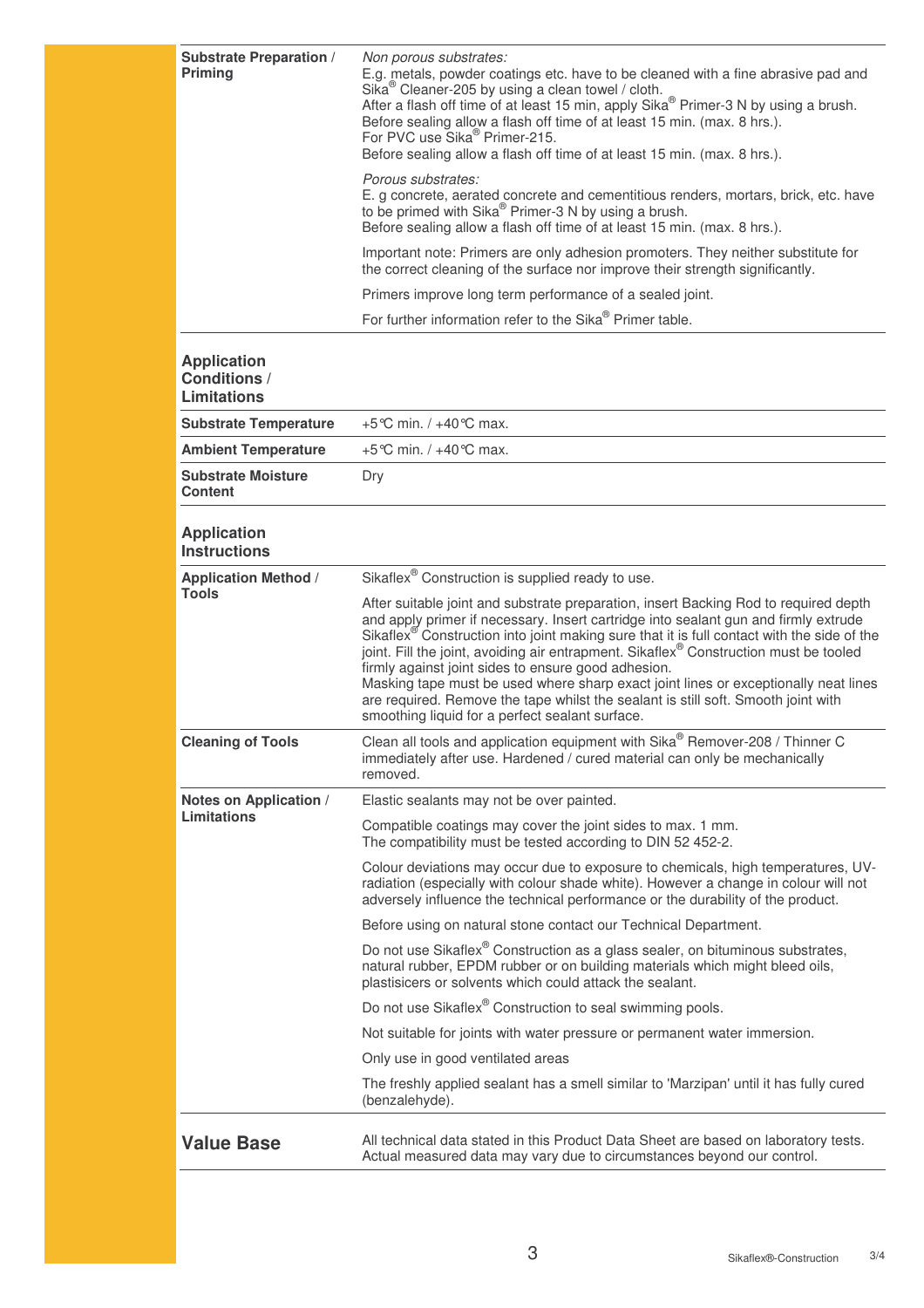| | |
|---|---|
| **Substrate Preparation / Priming** | *Non porous substrates:*<br>E.g. metals, powder coatings etc. have to be cleaned with a fine abrasive pad and Sika® Cleaner-205 by using a clean towel / cloth.<br>After a flash off time of at least 15 min, apply Sika® Primer-3 N by using a brush. Before sealing allow a flash off time of at least 15 min. (max. 8 hrs.).<br>For PVC use Sika® Primer-215.<br>Before sealing allow a flash off time of at least 15 min. (max. 8 hrs.).<br><br>*Porous substrates:*<br>E. g concrete, aerated concrete and cementitious renders, mortars, brick, etc. have to be primed with Sika® Primer-3 N by using a brush.<br>Before sealing allow a flash off time of at least 15 min. (max. 8 hrs.).<br><br>Important note: Primers are only adhesion promoters. They neither substitute for the correct cleaning of the surface nor improve their strength significantly.<br><br>Primers improve long term performance of a sealed joint.<br><br>For further information refer to the Sika® Primer table. |

## Application Conditions / Limitations

| | |
|---|---|
| **Substrate Temperature** | +5°C min. / +40°C max. |
| **Ambient Temperature** | +5°C min. / +40°C max. |
| **Substrate Moisture Content** | Dry |

## Application Instructions

| | |
|---|---|
| **Application Method / Tools** | Sikaflex® Construction is supplied ready to use.<br><br>After suitable joint and substrate preparation, insert Backing Rod to required depth and apply primer if necessary. Insert cartridge into sealant gun and firmly extrude Sikaflex® Construction into joint making sure that it is full contact with the side of the joint. Fill the joint, avoiding air entrapment. Sikaflex® Construction must be tooled firmly against joint sides to ensure good adhesion.<br>Masking tape must be used where sharp exact joint lines or exceptionally neat lines are required. Remove the tape whilst the sealant is still soft. Smooth joint with smoothing liquid for a perfect sealant surface. |
| **Cleaning of Tools** | Clean all tools and application equipment with Sika® Remover-208 / Thinner C immediately after use. Hardened / cured material can only be mechanically removed. |
| **Notes on Application / Limitations** | Elastic sealants may not be over painted.<br><br>Compatible coatings may cover the joint sides to max. 1 mm.<br>The compatibility must be tested according to DIN 52 452-2.<br><br>Colour deviations may occur due to exposure to chemicals, high temperatures, UV-radiation (especially with colour shade white). However a change in colour will not adversely influence the technical performance or the durability of the product.<br><br>Before using on natural stone contact our Technical Department.<br><br>Do not use Sikaflex® Construction as a glass sealer, on bituminous substrates, natural rubber, EPDM rubber or on building materials which might bleed oils, plasticisers or solvents which could attack the sealant.<br><br>Do not use Sikaflex® Construction to seal swimming pools.<br><br>Not suitable for joints with water pressure or permanent water immersion.<br><br>Only use in good ventilated areas<br><br>The freshly applied sealant has a smell similar to 'Marzipan' until it has fully cured (benzalehyde). |

## Value Base

All technical data stated in this Product Data Sheet are based on laboratory tests. Actual measured data may vary due to circumstances beyond our control.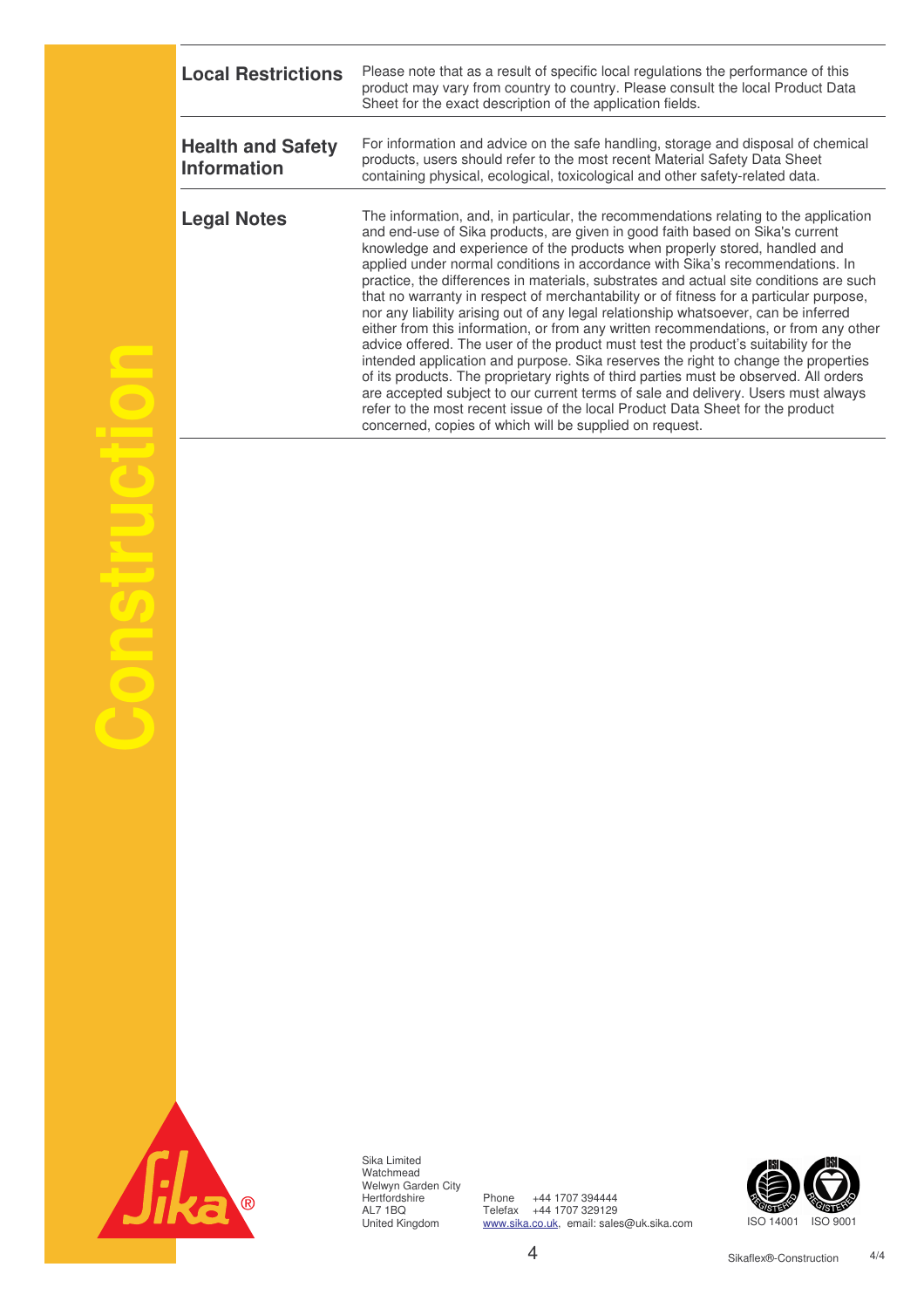## Local Restrictions

Please note that as a result of specific local regulations the performance of this product may vary from country to country. Please consult the local Product Data Sheet for the exact description of the application fields.

## Health and Safety Information

For information and advice on the safe handling, storage and disposal of chemical products, users should refer to the most recent Material Safety Data Sheet containing physical, ecological, toxicological and other safety-related data.

## Legal Notes

The information, and, in particular, the recommendations relating to the application and end-use of Sika products, are given in good faith based on Sika's current knowledge and experience of the products when properly stored, handled and applied under normal conditions in accordance with Sika's recommendations. In practice, the differences in materials, substrates and actual site conditions are such that no warranty in respect of merchantability or of fitness for a particular purpose, nor any liability arising out of any legal relationship whatsoever, can be inferred either from this information, or from any written recommendations, or from any other advice offered. The user of the product must test the product's suitability for the intended application and purpose. Sika reserves the right to change the properties of its products. The proprietary rights of third parties must be observed. All orders are accepted subject to our current terms of sale and delivery. Users must always refer to the most recent issue of the local Product Data Sheet for the product concerned, copies of which will be supplied on request.

Construction

Sika Limited
Watchmead
Welwyn Garden City
Hertfordshire
AL7 1BQ
United Kingdom

Phone +44 1707 394444
Telefax +44 1707 329129
www.sika.co.uk, email: sales@uk.sika.com

ISO 14001 ISO 9001

Sikaflex®-Construction